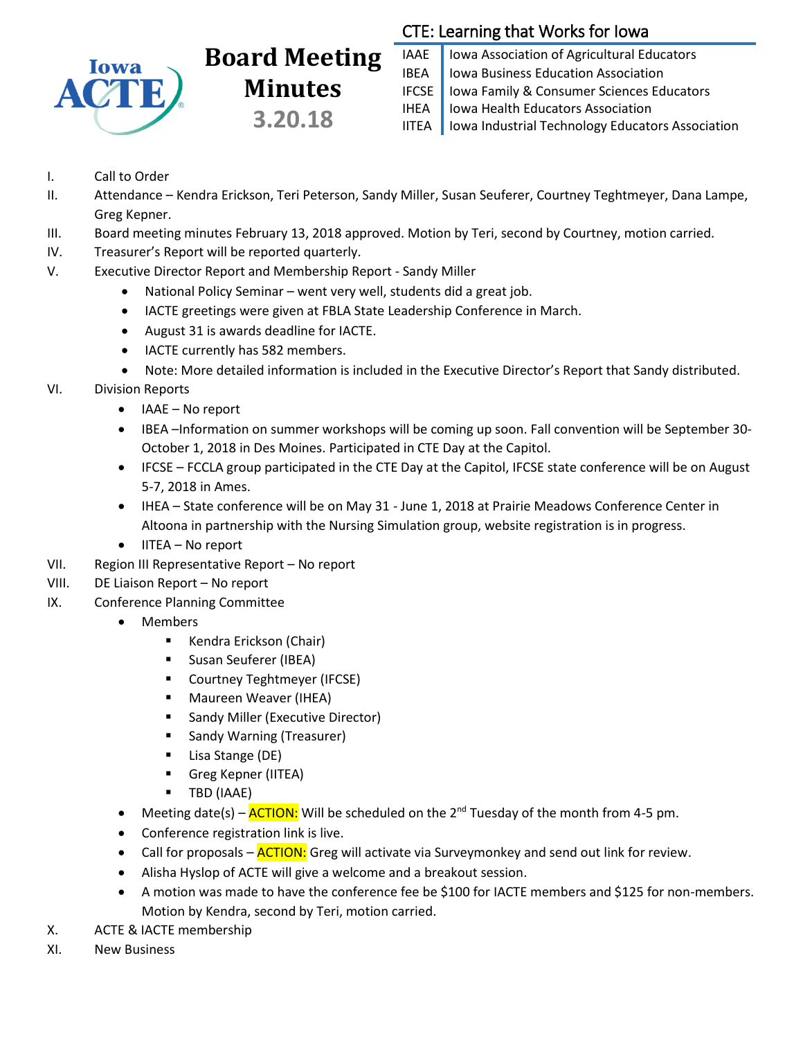Iowa ACTE

# Board Meeting Minutes

## 3.20.18

**CTE: Learning that Works for Iowa**

| | |
|---|---|
| IAAE | Iowa Association of Agricultural Educators |
| IBEA | Iowa Business Education Association |
| IFCSE | Iowa Family & Consumer Sciences Educators |
| IHEA | Iowa Health Educators Association |
| IITEA | Iowa Industrial Technology Educators Association |

I. Call to Order

II. Attendance – Kendra Erickson, Teri Peterson, Sandy Miller, Susan Seuferer, Courtney Teghtmeyer, Dana Lampe, Greg Kepner.

III. Board meeting minutes February 13, 2018 approved. Motion by Teri, second by Courtney, motion carried.

IV. Treasurer's Report will be reported quarterly.

V. Executive Director Report and Membership Report - Sandy Miller
- National Policy Seminar – went very well, students did a great job.
- IACTE greetings were given at FBLA State Leadership Conference in March.
- August 31 is awards deadline for IACTE.
- IACTE currently has 582 members.
- Note: More detailed information is included in the Executive Director's Report that Sandy distributed.

VI. Division Reports
- IAAE – No report
- IBEA –Information on summer workshops will be coming up soon. Fall convention will be September 30-October 1, 2018 in Des Moines. Participated in CTE Day at the Capitol.
- IFCSE – FCCLA group participated in the CTE Day at the Capitol, IFCSE state conference will be on August 5-7, 2018 in Ames.
- IHEA – State conference will be on May 31 - June 1, 2018 at Prairie Meadows Conference Center in Altoona in partnership with the Nursing Simulation group, website registration is in progress.
- IITEA – No report

VII. Region III Representative Report – No report

VIII. DE Liaison Report – No report

IX. Conference Planning Committee
- Members
  - Kendra Erickson (Chair)
  - Susan Seuferer (IBEA)
  - Courtney Teghtmeyer (IFCSE)
  - Maureen Weaver (IHEA)
  - Sandy Miller (Executive Director)
  - Sandy Warning (Treasurer)
  - Lisa Stange (DE)
  - Greg Kepner (IITEA)
  - TBD (IAAE)
- Meeting date(s) – ACTION: Will be scheduled on the 2nd Tuesday of the month from 4-5 pm.
- Conference registration link is live.
- Call for proposals – ACTION: Greg will activate via Surveymonkey and send out link for review.
- Alisha Hyslop of ACTE will give a welcome and a breakout session.
- A motion was made to have the conference fee be $100 for IACTE members and $125 for non-members. Motion by Kendra, second by Teri, motion carried.

X. ACTE & IACTE membership

XI. New Business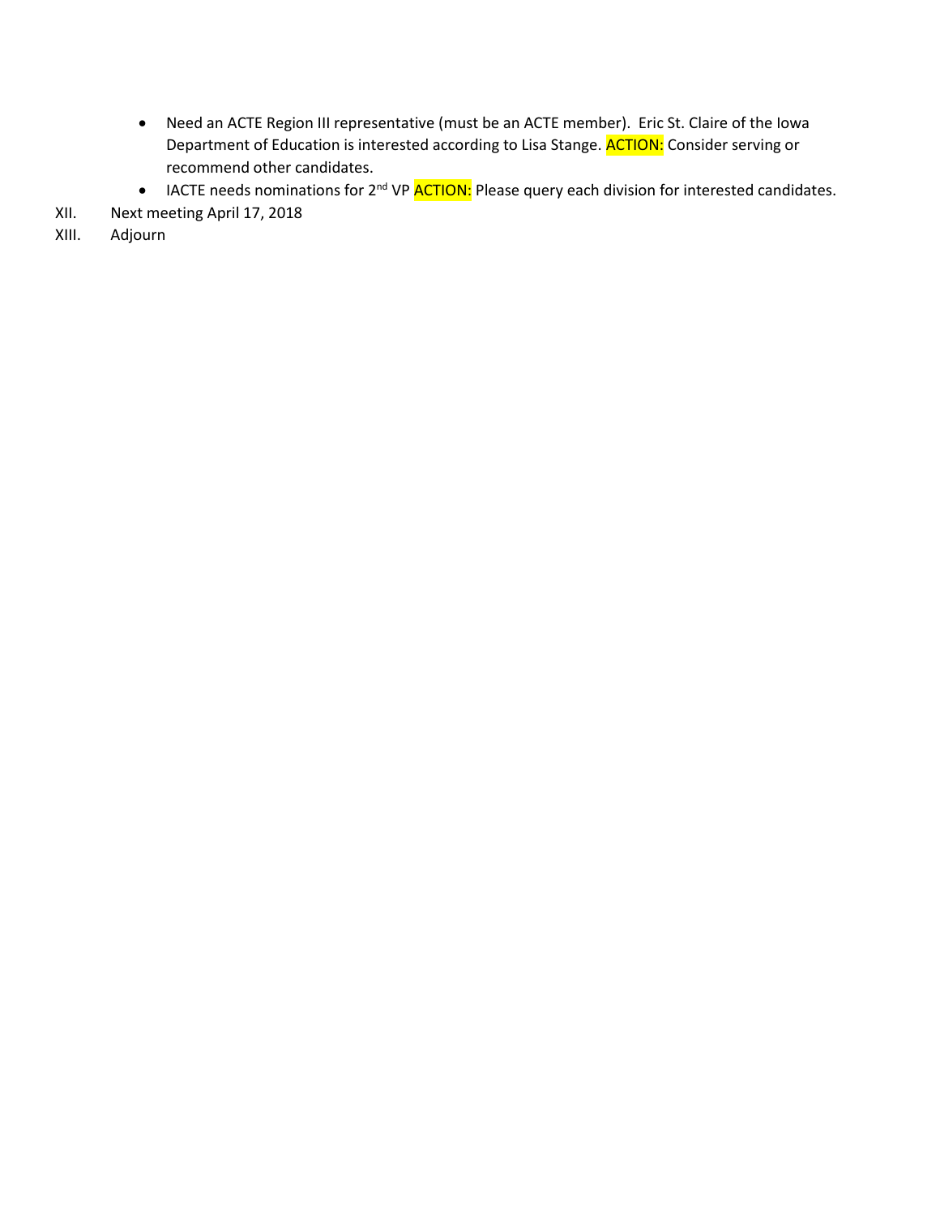- Need an ACTE Region III representative (must be an ACTE member). Eric St. Claire of the Iowa Department of Education is interested according to Lisa Stange. ACTION: Consider serving or recommend other candidates.
- IACTE needs nominations for 2nd VP ACTION: Please query each division for interested candidates.

XII. Next meeting April 17, 2018

XIII. Adjourn